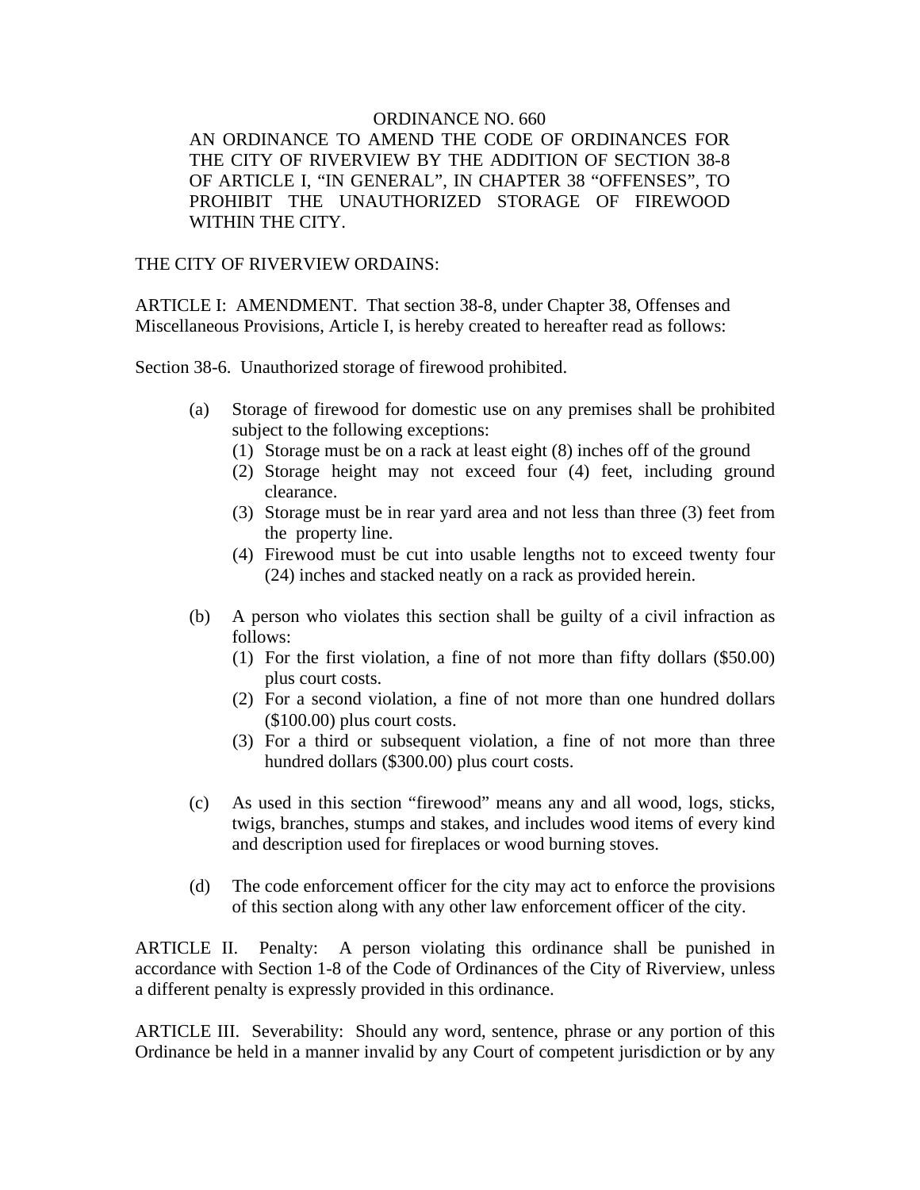ORDINANCE NO. 660

AN ORDINANCE TO AMEND THE CODE OF ORDINANCES FOR THE CITY OF RIVERVIEW BY THE ADDITION OF SECTION 38-8 OF ARTICLE I, "IN GENERAL", IN CHAPTER 38 "OFFENSES", TO PROHIBIT THE UNAUTHORIZED STORAGE OF FIREWOOD WITHIN THE CITY.

THE CITY OF RIVERVIEW ORDAINS:

ARTICLE I: AMENDMENT. That section 38-8, under Chapter 38, Offenses and Miscellaneous Provisions, Article I, is hereby created to hereafter read as follows:

Section 38-6. Unauthorized storage of firewood prohibited.

(a) Storage of firewood for domestic use on any premises shall be prohibited subject to the following exceptions:
  (1) Storage must be on a rack at least eight (8) inches off of the ground
  (2) Storage height may not exceed four (4) feet, including ground clearance.
  (3) Storage must be in rear yard area and not less than three (3) feet from the property line.
  (4) Firewood must be cut into usable lengths not to exceed twenty four (24) inches and stacked neatly on a rack as provided herein.

(b) A person who violates this section shall be guilty of a civil infraction as follows:
  (1) For the first violation, a fine of not more than fifty dollars ($50.00) plus court costs.
  (2) For a second violation, a fine of not more than one hundred dollars ($100.00) plus court costs.
  (3) For a third or subsequent violation, a fine of not more than three hundred dollars ($300.00) plus court costs.

(c) As used in this section "firewood" means any and all wood, logs, sticks, twigs, branches, stumps and stakes, and includes wood items of every kind and description used for fireplaces or wood burning stoves.

(d) The code enforcement officer for the city may act to enforce the provisions of this section along with any other law enforcement officer of the city.

ARTICLE II. Penalty: A person violating this ordinance shall be punished in accordance with Section 1-8 of the Code of Ordinances of the City of Riverview, unless a different penalty is expressly provided in this ordinance.

ARTICLE III. Severability: Should any word, sentence, phrase or any portion of this Ordinance be held in a manner invalid by any Court of competent jurisdiction or by any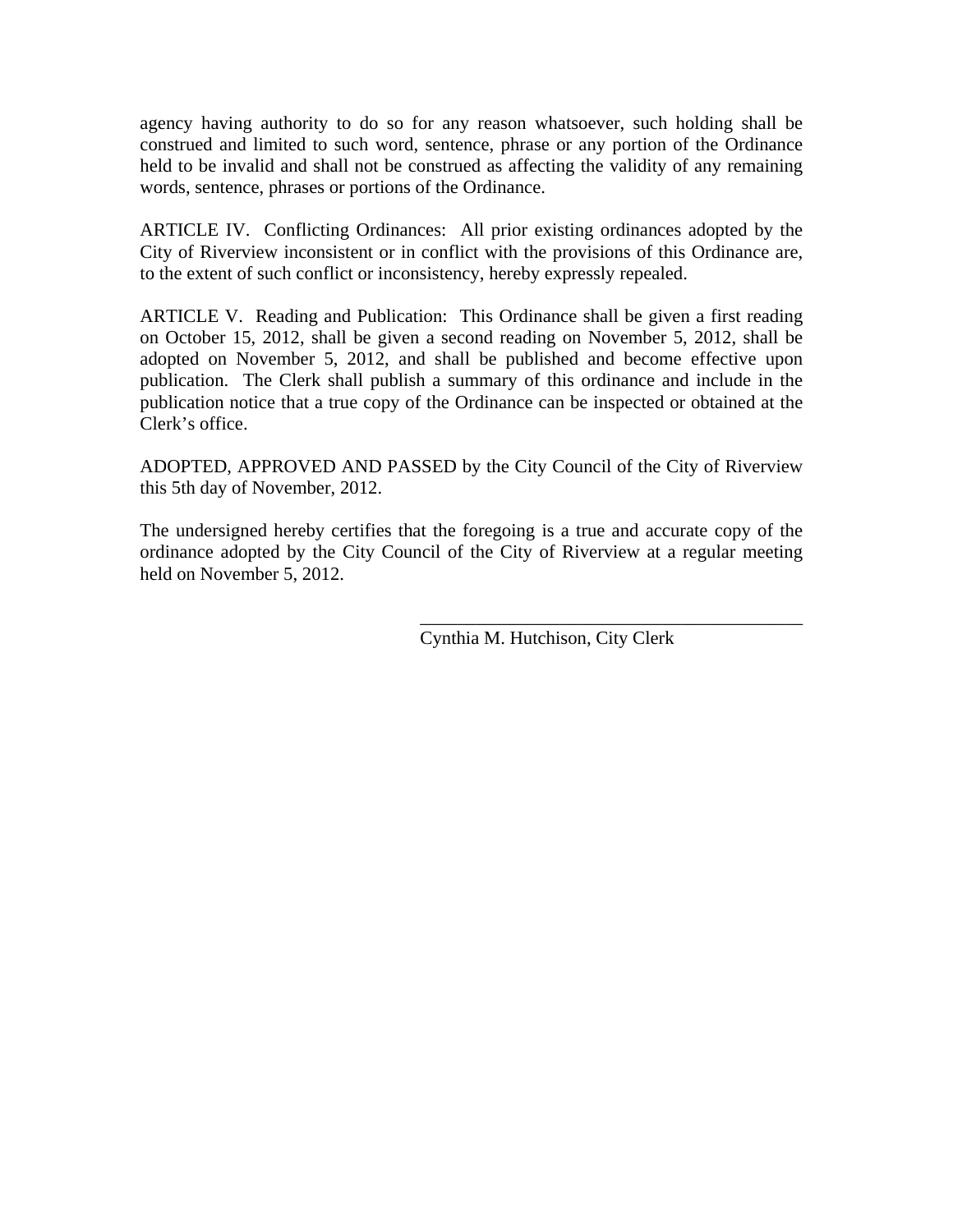agency having authority to do so for any reason whatsoever, such holding shall be construed and limited to such word, sentence, phrase or any portion of the Ordinance held to be invalid and shall not be construed as affecting the validity of any remaining words, sentence, phrases or portions of the Ordinance.

ARTICLE IV. Conflicting Ordinances: All prior existing ordinances adopted by the City of Riverview inconsistent or in conflict with the provisions of this Ordinance are, to the extent of such conflict or inconsistency, hereby expressly repealed.

ARTICLE V. Reading and Publication: This Ordinance shall be given a first reading on October 15, 2012, shall be given a second reading on November 5, 2012, shall be adopted on November 5, 2012, and shall be published and become effective upon publication. The Clerk shall publish a summary of this ordinance and include in the publication notice that a true copy of the Ordinance can be inspected or obtained at the Clerk's office.

ADOPTED, APPROVED AND PASSED by the City Council of the City of Riverview this 5th day of November, 2012.

The undersigned hereby certifies that the foregoing is a true and accurate copy of the ordinance adopted by the City Council of the City of Riverview at a regular meeting held on November 5, 2012.

\_\_\_\_\_\_\_\_\_\_\_\_\_\_\_\_\_\_\_\_\_\_\_\_\_\_\_\_\_\_\_\_\_\_\_\_\_\_\_\_

Cynthia M. Hutchison, City Clerk